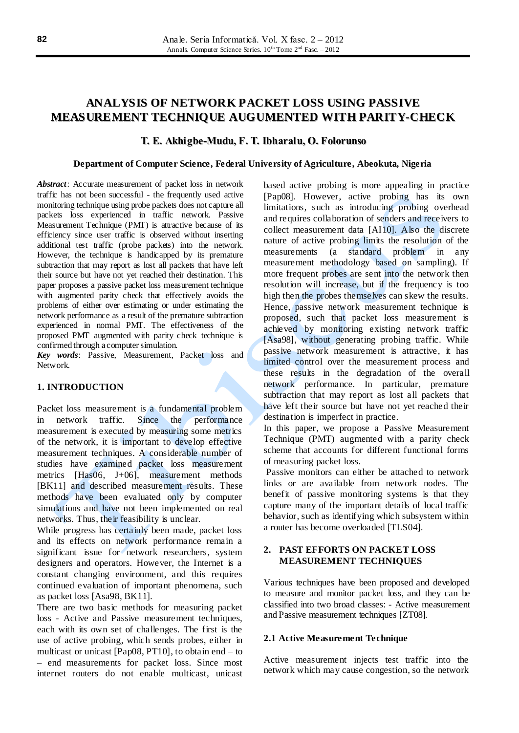# ANALYSIS OF NETWORK PACKET LOSS USING PASSIVE MEASUREMENT TECHNIQUE AUGUMENTED WITH PARITY-CHECK

**T. E. Akhigbe-Mudu, F. T. Ibharalu, O. Folorunso**

**Department of Computer Science, Federal University of Agriculture, Abeokuta, Nigeria**

***Abstract***: Accurate measurement of packet loss in network traffic has not been successful - the frequently used active monitoring technique using probe packets does not capture all packets loss experienced in traffic network. Passive Measurement Technique (PMT) is attractive because of its efficiency since user traffic is observed without inserting additional test traffic (probe packets) into the network. However, the technique is handicapped by its premature subtraction that may report as lost all packets that have left their source but have not yet reached their destination. This paper proposes a passive packet loss measurement technique with augmented parity check that effectively avoids the problems of either over estimating or under estimating the network performance as a result of the premature subtraction experienced in normal PMT. The effectiveness of the proposed PMT augmented with parity check technique is confirmed through a computer simulation.

***Key words***: Passive, Measurement, Packet loss and Network.

## 1. INTRODUCTION

Packet loss measurement is a fundamental problem in network traffic. Since the performance measurement is executed by measuring some metrics of the network, it is important to develop effective measurement techniques. A considerable number of studies have examined packet loss measurement metrics [Has06, J+06], measurement methods [BK11] and described measurement results. These methods have been evaluated only by computer simulations and have not been implemented on real networks. Thus, their feasibility is unclear.

While progress has certainly been made, packet loss and its effects on network performance remain a significant issue for network researchers, system designers and operators. However, the Internet is a constant changing environment, and this requires continued evaluation of important phenomena, such as packet loss [Asa98, BK11].

There are two basic methods for measuring packet loss - Active and Passive measurement techniques, each with its own set of challenges. The first is the use of active probing, which sends probes, either in multicast or unicast [Pap08, PT10], to obtain end – to – end measurements for packet loss. Since most internet routers do not enable multicast, unicast based active probing is more appealing in practice [Pap08]. However, active probing has its own limitations, such as introducing probing overhead and requires collaboration of senders and receivers to collect measurement data [AI10]. Also the discrete nature of active probing limits the resolution of the measurements (a standard problem in any measurement methodology based on sampling). If more frequent probes are sent into the network then resolution will increase, but if the frequency is too high then the probes themselves can skew the results. Hence, passive network measurement technique is proposed, such that packet loss measurement is achieved by monitoring existing network traffic [Asa98], without generating probing traffic. While passive network measurement is attractive, it has limited control over the measurement process and these results in the degradation of the overall network performance. In particular, premature subtraction that may report as lost all packets that have left their source but have not yet reached their destination is imperfect in practice.

In this paper, we propose a Passive Measurement Technique (PMT) augmented with a parity check scheme that accounts for different functional forms of measuring packet loss.

Passive monitors can either be attached to network links or are available from network nodes. The benefit of passive monitoring systems is that they capture many of the important details of local traffic behavior, such as identifying which subsystem within a router has become overloaded [TLS04].

## 2. PAST EFFORTS ON PACKET LOSS MEASUREMENT TECHNIQUES

Various techniques have been proposed and developed to measure and monitor packet loss, and they can be classified into two broad classes: - Active measurement and Passive measurement techniques [ZT08].

### 2.1 Active Measurement Technique

Active measurement injects test traffic into the network which may cause congestion, so the network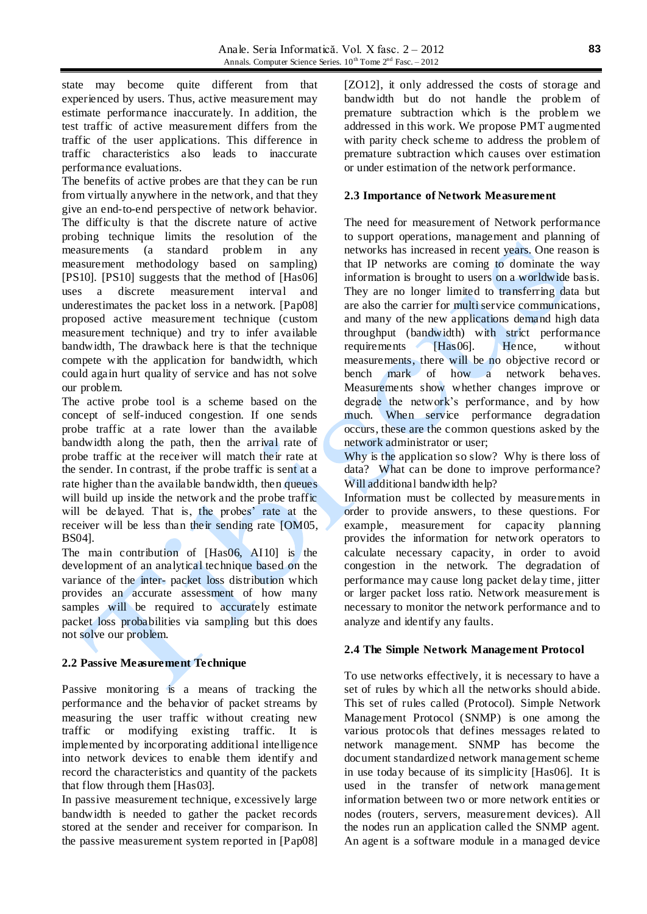state may become quite different from that experienced by users. Thus, active measurement may estimate performance inaccurately. In addition, the test traffic of active measurement differs from the traffic of the user applications. This difference in traffic characteristics also leads to inaccurate performance evaluations.

The benefits of active probes are that they can be run from virtually anywhere in the network, and that they give an end-to-end perspective of network behavior. The difficulty is that the discrete nature of active probing technique limits the resolution of the measurements (a standard problem in any measurement methodology based on sampling) [PS10]. [PS10] suggests that the method of [Has06] uses a discrete measurement interval and underestimates the packet loss in a network. [Pap08] proposed active measurement technique (custom measurement technique) and try to infer available bandwidth, The drawback here is that the technique compete with the application for bandwidth, which could again hurt quality of service and has not solve our problem.

The active probe tool is a scheme based on the concept of self-induced congestion. If one sends probe traffic at a rate lower than the available bandwidth along the path, then the arrival rate of probe traffic at the receiver will match their rate at the sender. In contrast, if the probe traffic is sent at a rate higher than the available bandwidth, then queues will build up inside the network and the probe traffic will be delayed. That is, the probes' rate at the receiver will be less than their sending rate [OM05, BS04].

The main contribution of [Has06, AI10] is the development of an analytical technique based on the variance of the inter- packet loss distribution which provides an accurate assessment of how many samples will be required to accurately estimate packet loss probabilities via sampling but this does not solve our problem.

### 2.2 Passive Measurement Technique

Passive monitoring is a means of tracking the performance and the behavior of packet streams by measuring the user traffic without creating new traffic or modifying existing traffic. It is implemented by incorporating additional intelligence into network devices to enable them identify and record the characteristics and quantity of the packets that flow through them [Has03].

In passive measurement technique, excessively large bandwidth is needed to gather the packet records stored at the sender and receiver for comparison. In the passive measurement system reported in [Pap08] [ZO12], it only addressed the costs of storage and bandwidth but do not handle the problem of premature subtraction which is the problem we addressed in this work. We propose PMT augmented with parity check scheme to address the problem of premature subtraction which causes over estimation or under estimation of the network performance.

### 2.3 Importance of Network Measurement

The need for measurement of Network performance to support operations, management and planning of networks has increased in recent years. One reason is that IP networks are coming to dominate the way information is brought to users on a worldwide basis. They are no longer limited to transferring data but are also the carrier for multi service communications, and many of the new applications demand high data throughput (bandwidth) with strict performance requirements [Has06]. Hence, without measurements, there will be no objective record or bench mark of how a network behaves. Measurements show whether changes improve or degrade the network's performance, and by how much. When service performance degradation occurs, these are the common questions asked by the network administrator or user;

Why is the application so slow? Why is there loss of data? What can be done to improve performance? Will additional bandwidth help?

Information must be collected by measurements in order to provide answers, to these questions. For example, measurement for capacity planning provides the information for network operators to calculate necessary capacity, in order to avoid congestion in the network. The degradation of performance may cause long packet delay time, jitter or larger packet loss ratio. Network measurement is necessary to monitor the network performance and to analyze and identify any faults.

### 2.4 The Simple Network Management Protocol

To use networks effectively, it is necessary to have a set of rules by which all the networks should abide. This set of rules called (Protocol). Simple Network Management Protocol (SNMP) is one among the various protocols that defines messages related to network management. SNMP has become the document standardized network management scheme in use today because of its simplicity [Has06]. It is used in the transfer of network management information between two or more network entities or nodes (routers, servers, measurement devices). All the nodes run an application called the SNMP agent. An agent is a software module in a managed device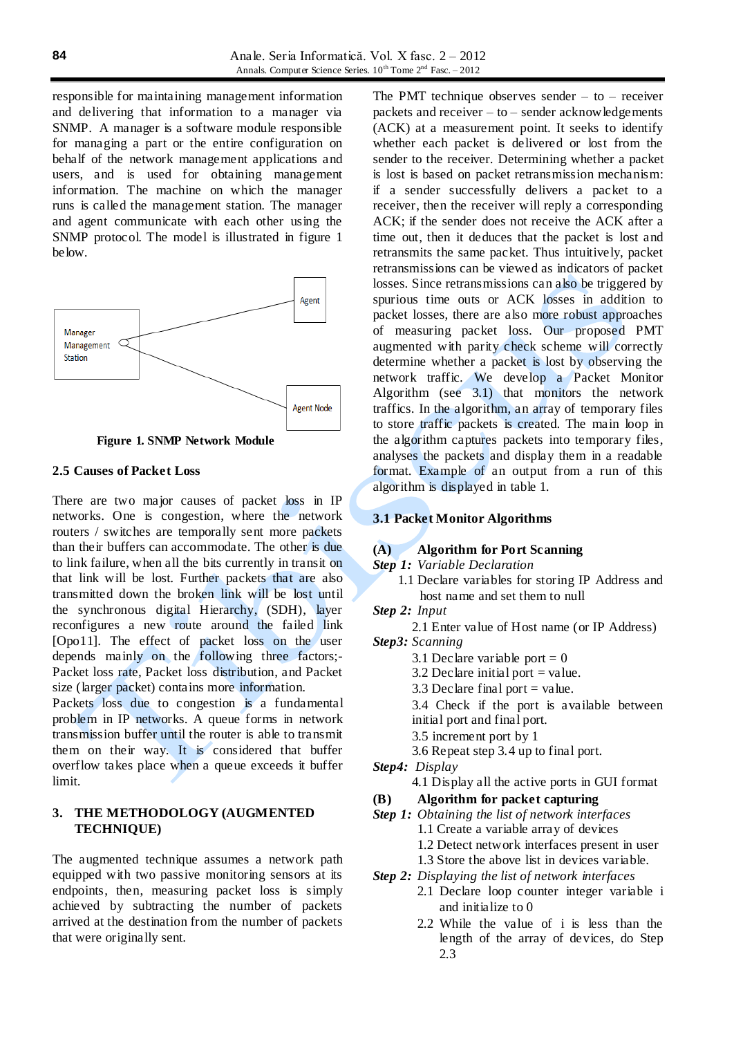responsible for maintaining management information and delivering that information to a manager via SNMP. A manager is a software module responsible for managing a part or the entire configuration on behalf of the network management applications and users, and is used for obtaining management information. The machine on which the manager runs is called the management station. The manager and agent communicate with each other using the SNMP protocol. The model is illustrated in figure 1 below.

Manager Management Station

Agent

Agent Node

**Figure 1. SNMP Network Module**

### 2.5 Causes of Packet Loss

There are two major causes of packet loss in IP networks. One is congestion, where the network routers / switches are temporally sent more packets than their buffers can accommodate. The other is due to link failure, when all the bits currently in transit on that link will be lost. Further packets that are also transmitted down the broken link will be lost until the synchronous digital Hierarchy, (SDH), layer reconfigures a new route around the failed link [Opo11]. The effect of packet loss on the user depends mainly on the following three factors;- Packet loss rate, Packet loss distribution, and Packet size (larger packet) contains more information.

Packets loss due to congestion is a fundamental problem in IP networks. A queue forms in network transmission buffer until the router is able to transmit them on their way. It is considered that buffer overflow takes place when a queue exceeds it buffer limit.

## 3. THE METHODOLOGY (AUGMENTED TECHNIQUE)

The augmented technique assumes a network path equipped with two passive monitoring sensors at its endpoints, then, measuring packet loss is simply achieved by subtracting the number of packets arrived at the destination from the number of packets that were originally sent.

The PMT technique observes sender – to – receiver packets and receiver – to – sender acknowledgements (ACK) at a measurement point. It seeks to identify whether each packet is delivered or lost from the sender to the receiver. Determining whether a packet is lost is based on packet retransmission mechanism: if a sender successfully delivers a packet to a receiver, then the receiver will reply a corresponding ACK; if the sender does not receive the ACK after a time out, then it deduces that the packet is lost and retransmits the same packet. Thus intuitively, packet retransmissions can be viewed as indicators of packet losses. Since retransmissions can also be triggered by spurious time outs or ACK losses in addition to packet losses, there are also more robust approaches of measuring packet loss. Our proposed PMT augmented with parity check scheme will correctly determine whether a packet is lost by observing the network traffic. We develop a Packet Monitor Algorithm (see 3.1) that monitors the network traffics. In the algorithm, an array of temporary files to store traffic packets is created. The main loop in the algorithm captures packets into temporary files, analyses the packets and display them in a readable format. Example of an output from a run of this algorithm is displayed in table 1.

### 3.1 Packet Monitor Algorithms

**(A) Algorithm for Port Scanning**

***Step 1:*** *Variable Declaration*

1.1 Declare variables for storing IP Address and host name and set them to null

***Step 2:*** *Input*

2.1 Enter value of Host name (or IP Address)

***Step3:*** *Scanning*

3.1 Declare variable port = 0

3.2 Declare initial port = value.

3.3 Declare final port = value.

3.4 Check if the port is available between initial port and final port.

3.5 increment port by 1

3.6 Repeat step 3.4 up to final port.

***Step4:*** *Display*

4.1 Display all the active ports in GUI format

**(B) Algorithm for packet capturing**

***Step 1:*** *Obtaining the list of network interfaces*

1.1 Create a variable array of devices

1.2 Detect network interfaces present in user

1.3 Store the above list in devices variable.

***Step 2:*** *Displaying the list of network interfaces*

2.1 Declare loop counter integer variable i and initialize to 0

2.2 While the value of i is less than the length of the array of devices, do Step 2.3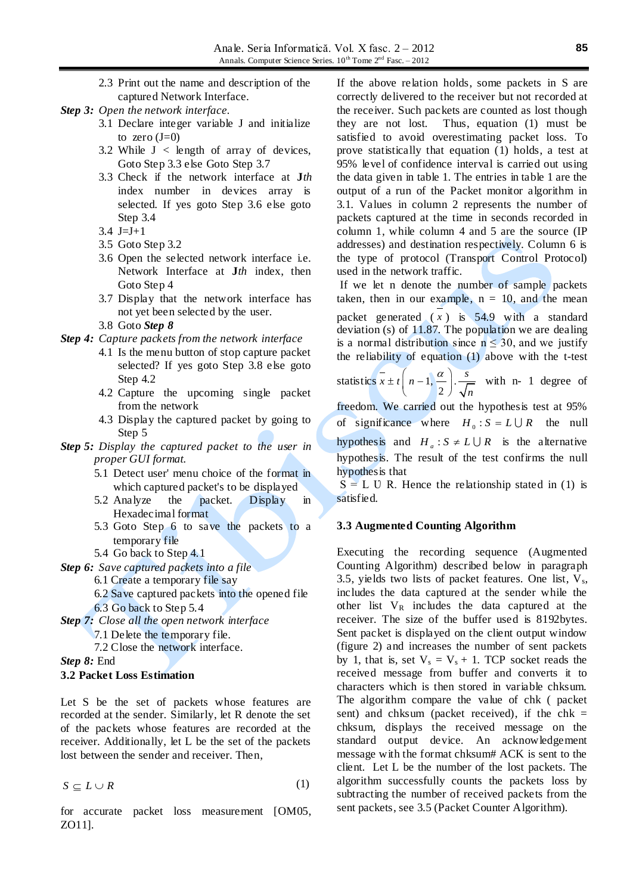2.3 Print out the name and description of the captured Network Interface.

***Step 3:*** *Open the network interface.*

3.1 Declare integer variable J and initialize to zero (J=0)

3.2 While J < length of array of devices, Goto Step 3.3 else Goto Step 3.7

3.3 Check if the network interface at J*th* index number in devices array is selected. If yes goto Step 3.6 else goto Step 3.4

3.4 J=J+1

3.5 Goto Step 3.2

3.6 Open the selected network interface i.e. Network Interface at J*th* index, then Goto Step 4

3.7 Display that the network interface has not yet been selected by the user.

3.8 Goto ***Step 8***

***Step 4:*** *Capture packets from the network interface*

4.1 Is the menu button of stop capture packet selected? If yes goto Step 3.8 else goto Step 4.2

4.2 Capture the upcoming single packet from the network

4.3 Display the captured packet by going to Step 5

***Step 5:*** *Display the captured packet to the user in proper GUI format.*

5.1 Detect user' menu choice of the format in which captured packet's to be displayed

5.2 Analyze the packet. Display in Hexadecimal format

5.3 Goto Step 6 to save the packets to a temporary file

5.4 Go back to Step 4.1

***Step 6:*** *Save captured packets into a file*

6.1 Create a temporary file say

6.2 Save captured packets into the opened file

6.3 Go back to Step 5.4

***Step 7:*** *Close all the open network interface*

7.1 Delete the temporary file.

7.2 Close the network interface.

***Step 8:*** End

### 3.2 Packet Loss Estimation

Let S be the set of packets whose features are recorded at the sender. Similarly, let R denote the set of the packets whose features are recorded at the receiver. Additionally, let L be the set of the packets lost between the sender and receiver. Then,

$$S \subseteq L \cup R \tag{1}$$

for accurate packet loss measurement [OM05, ZO11].

If the above relation holds, some packets in S are correctly delivered to the receiver but not recorded at the receiver. Such packets are counted as lost though they are not lost. Thus, equation (1) must be satisfied to avoid overestimating packet loss. To prove statistically that equation (1) holds, a test at 95% level of confidence interval is carried out using the data given in table 1. The entries in table 1 are the output of a run of the Packet monitor algorithm in 3.1. Values in column 2 represents the number of packets captured at the time in seconds recorded in column 1, while column 4 and 5 are the source (IP addresses) and destination respectively. Column 6 is the type of protocol (Transport Control Protocol) used in the network traffic.

If we let n denote the number of sample packets taken, then in our example, n = 10, and the mean packet generated ($\bar{x}$) is 54.9 with a standard deviation (s) of 11.87. The population we are dealing is a normal distribution since n ≤ 30, and we justify the reliability of equation (1) above with the t-test statistics $\bar{x} \pm t\left(n-1, \frac{\alpha}{2}\right) \cdot \frac{s}{\sqrt{n}}$ with n- 1 degree of freedom. We carried out the hypothesis test at 95% of significance where $H_0 : S = L \cup R$ the null hypothesis and $H_a : S \neq L \cup R$ is the alternative hypothesis. The result of the test confirms the null hypothesis that S = L ∪ R. Hence the relationship stated in (1) is satisfied.

### 3.3 Augmented Counting Algorithm

Executing the recording sequence (Augmented Counting Algorithm) described below in paragraph 3.5, yields two lists of packet features. One list, $V_s$, includes the data captured at the sender while the other list $V_R$ includes the data captured at the receiver. The size of the buffer used is 8192bytes. Sent packet is displayed on the client output window (figure 2) and increases the number of sent packets by 1, that is, set $V_s = V_s + 1$. TCP socket reads the received message from buffer and converts it to characters which is then stored in variable chksum. The algorithm compare the value of chk ( packet sent) and chksum (packet received), if the chk = chksum, displays the received message on the standard output device. An acknowledgement message with the format chksum# ACK is sent to the client. Let L be the number of the lost packets. The algorithm successfully counts the packets loss by subtracting the number of received packets from the sent packets, see 3.5 (Packet Counter Algorithm).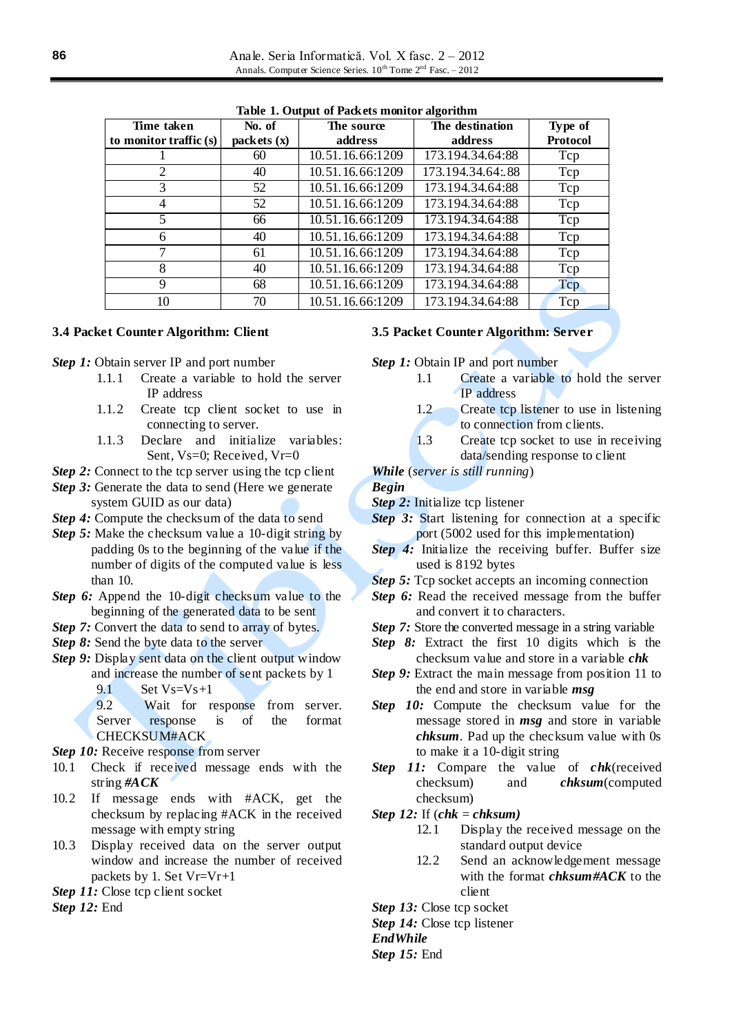**Table 1. Output of Packets monitor algorithm**

| Time taken to monitor traffic (s) | No. of packets (x) | The source address | The destination address | Type of Protocol |
|---|---|---|---|---|
| 1 | 60 | 10.51.16.66:1209 | 173.194.34.64:88 | Tcp |
| 2 | 40 | 10.51.16.66:1209 | 173.194.34.64:.88 | Tcp |
| 3 | 52 | 10.51.16.66:1209 | 173.194.34.64:88 | Tcp |
| 4 | 52 | 10.51.16.66:1209 | 173.194.34.64:88 | Tcp |
| 5 | 66 | 10.51.16.66:1209 | 173.194.34.64:88 | Tcp |
| 6 | 40 | 10.51.16.66:1209 | 173.194.34.64:88 | Tcp |
| 7 | 61 | 10.51.16.66:1209 | 173.194.34.64:88 | Tcp |
| 8 | 40 | 10.51.16.66:1209 | 173.194.34.64:88 | Tcp |
| 9 | 68 | 10.51.16.66:1209 | 173.194.34.64:88 | Tcp |
| 10 | 70 | 10.51.16.66:1209 | 173.194.34.64:88 | Tcp |

### 3.4 Packet Counter Algorithm: Client

***Step 1:*** Obtain server IP and port number
- 1.1.1 Create a variable to hold the server IP address
- 1.1.2 Create tcp client socket to use in connecting to server.
- 1.1.3 Declare and initialize variables: Sent, Vs=0; Received, Vr=0

***Step 2:*** Connect to the tcp server using the tcp client
***Step 3:*** Generate the data to send (Here we generate system GUID as our data)
***Step 4:*** Compute the checksum of the data to send
***Step 5:*** Make the checksum value a 10-digit string by padding 0s to the beginning of the value if the number of digits of the computed value is less than 10.
***Step 6:*** Append the 10-digit checksum value to the beginning of the generated data to be sent
***Step 7:*** Convert the data to send to array of bytes.
***Step 8:*** Send the byte data to the server
***Step 9:*** Display sent data on the client output window and increase the number of sent packets by 1
- 9.1 Set Vs=Vs+1
- 9.2 Wait for response from server. Server response is of the format CHECKSUM#ACK

***Step 10:*** Receive response from server
- 10.1 Check if received message ends with the string ***#ACK***
- 10.2 If message ends with #ACK, get the checksum by replacing #ACK in the received message with empty string
- 10.3 Display received data on the server output window and increase the number of received packets by 1. Set Vr=Vr+1

***Step 11:*** Close tcp client socket
***Step 12:*** End

### 3.5 Packet Counter Algorithm: Server

***Step 1:*** Obtain IP and port number
- 1.1 Create a variable to hold the server IP address
- 1.2 Create tcp listener to use in listening to connection from clients.
- 1.3 Create tcp socket to use in receiving data/sending response to client

***While*** (*server is still running*)
***Begin***
***Step 2:*** Initialize tcp listener
***Step 3:*** Start listening for connection at a specific port (5002 used for this implementation)
***Step 4:*** Initialize the receiving buffer. Buffer size used is 8192 bytes
***Step 5:*** Tcp socket accepts an incoming connection
***Step 6:*** Read the received message from the buffer and convert it to characters.
***Step 7:*** Store the converted message in a string variable
***Step 8:*** Extract the first 10 digits which is the checksum value and store in a variable ***chk***
***Step 9:*** Extract the main message from position 11 to the end and store in variable ***msg***
***Step 10:*** Compute the checksum value for the message stored in ***msg*** and store in variable ***chksum***. Pad up the checksum value with 0s to make it a 10-digit string
***Step 11:*** Compare the value of ***chk***(received checksum) and ***chksum***(computed checksum)
***Step 12:*** If (***chk*** = ***chksum)***
- 12.1 Display the received message on the standard output device
- 12.2 Send an acknowledgement message with the format ***chksum#ACK*** to the client

***Step 13:*** Close tcp socket
***Step 14:*** Close tcp listener
***EndWhile***
***Step 15:*** End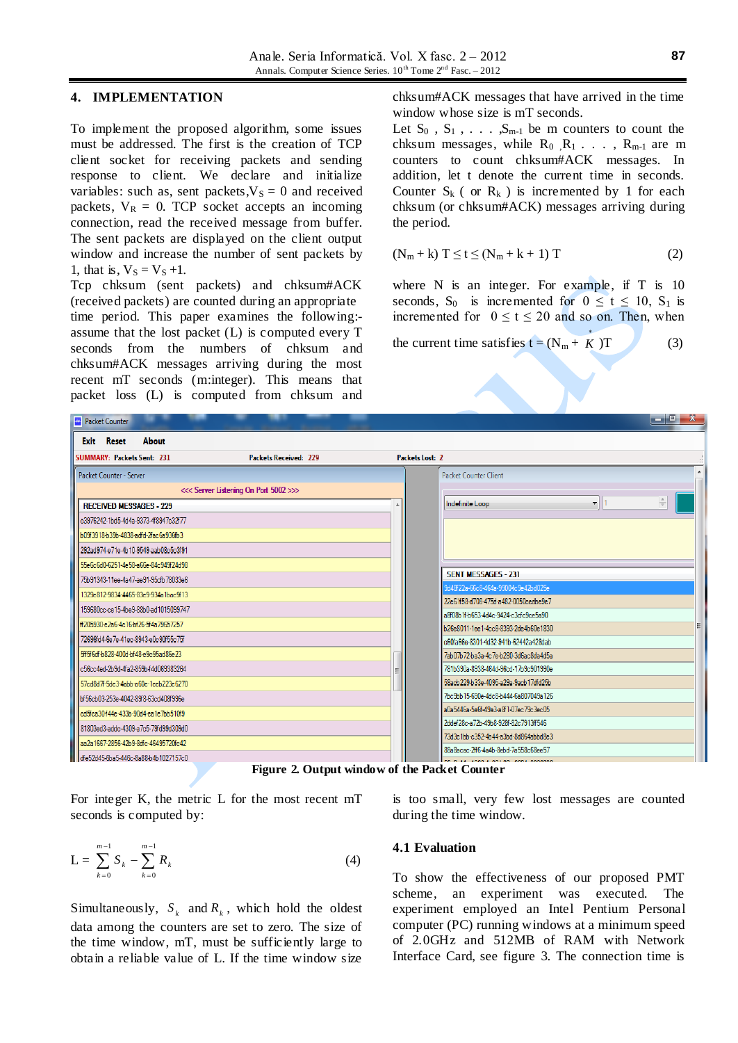## 4. IMPLEMENTATION

To implement the proposed algorithm, some issues must be addressed. The first is the creation of TCP client socket for receiving packets and sending response to client. We declare and initialize variables: such as, sent packets, $V_S = 0$ and received packets, $V_R = 0$. TCP socket accepts an incoming connection, read the received message from buffer. The sent packets are displayed on the client output window and increase the number of sent packets by 1, that is, $V_S = V_S + 1$.

Tcp chksum (sent packets) and chksum#ACK (received packets) are counted during an appropriate time period. This paper examines the following:- assume that the lost packet (L) is computed every T seconds from the numbers of chksum and chksum#ACK messages arriving during the most recent mT seconds (m:integer). This means that packet loss (L) is computed from chksum and chksum#ACK messages that have arrived in the time window whose size is mT seconds.

Let $S_0$, $S_1$, . . . , $S_{m-1}$ be m counters to count the chksum messages, while $R_0$, $R_1$ . . . , $R_{m-1}$ are m counters to count chksum#ACK messages. In addition, let t denote the current time in seconds. Counter $S_k$ ( or $R_k$ ) is incremented by 1 for each chksum (or chksum#ACK) messages arriving during the period.

$$(N_m + k)\, T \le t \le (N_m + k + 1)\, T \qquad (2)$$

where N is an integer. For example, if T is 10 seconds, $S_0$ is incremented for $0 \le t \le 10$, $S_1$ is incremented for $0 \le t \le 20$ and so on. Then, when the current time satisfies $t = (N_m + \overset{*}{K})T \qquad (3)$

**Figure 2. Output window of the Packet Counter**

For integer K, the metric L for the most recent mT seconds is computed by:

$$L = \sum_{k=0}^{m-1} S_k - \sum_{k=0}^{m-1} R_k \qquad (4)$$

Simultaneously, $S_k$ and $R_k$, which hold the oldest data among the counters are set to zero. The size of the time window, mT, must be sufficiently large to obtain a reliable value of L. If the time window size is too small, very few lost messages are counted during the time window.

### 4.1 Evaluation

To show the effectiveness of our proposed PMT scheme, an experiment was executed. The experiment employed an Intel Pentium Personal computer (PC) running windows at a minimum speed of 2.0GHz and 512MB of RAM with Network Interface Card, see figure 3. The connection time is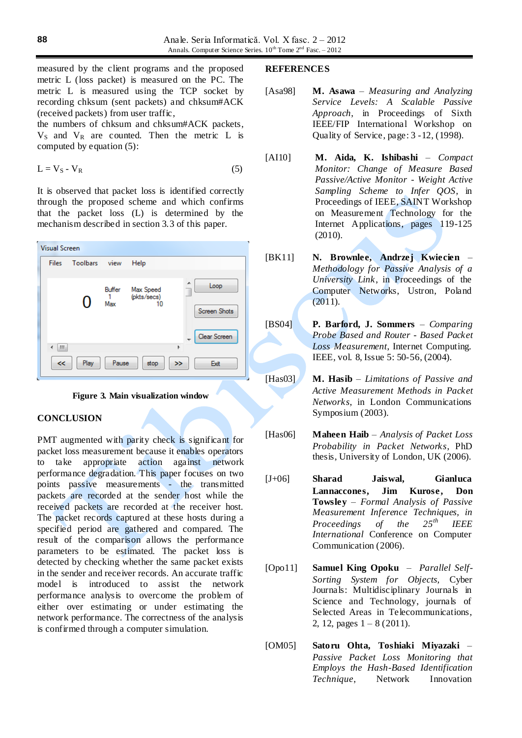measured by the client programs and the proposed metric L (loss packet) is measured on the PC. The metric L is measured using the TCP socket by recording chksum (sent packets) and chksum#ACK (received packets) from user traffic,
the numbers of chksum and chksum#ACK packets, $V_S$ and $V_R$ are counted. Then the metric L is computed by equation (5):

$$L = V_S - V_R \quad (5)$$

It is observed that packet loss is identified correctly through the proposed scheme and which confirms that the packet loss (L) is determined by the mechanism described in section 3.3 of this paper.

**Figure 3. Main visualization window**

## CONCLUSION

PMT augmented with parity check is significant for packet loss measurement because it enables operators to take appropriate action against network performance degradation. This paper focuses on two points passive measurements - the transmitted packets are recorded at the sender host while the received packets are recorded at the receiver host. The packet records captured at these hosts during a specified period are gathered and compared. The result of the comparison allows the performance parameters to be estimated. The packet loss is detected by checking whether the same packet exists in the sender and receiver records. An accurate traffic model is introduced to assist the network performance analysis to overcome the problem of either over estimating or under estimating the network performance. The correctness of the analysis is confirmed through a computer simulation.

## REFERENCES

[Asa98] **M. Asawa** – *Measuring and Analyzing Service Levels: A Scalable Passive Approach*, in Proceedings of Sixth IEEE/FIP International Workshop on Quality of Service, page: 3 -12, (1998).

[AI10] **M. Aida, K. Ishibashi** – *Compact Monitor: Change of Measure Based Passive/Active Monitor - Weight Active Sampling Scheme to Infer QOS*, in Proceedings of IEEE, SAINT Workshop on Measurement Technology for the Internet Applications, pages 119-125 (2010).

[BK11] **N. Brownlee, Andrzej Kwiecien** – *Methodology for Passive Analysis of a University Link*, in Proceedings of the Computer Networks, Ustron, Poland (2011).

[BS04] **P. Barford, J. Sommers** – *Comparing Probe Based and Router - Based Packet Loss Measurement*, Internet Computing. IEEE, vol. 8, Issue 5: 50-56, (2004).

[Has03] **M. Hasib** – *Limitations of Passive and Active Measurement Methods in Packet Networks*, in London Communications Symposium (2003).

[Has06] **Maheen Haib** – *Analysis of Packet Loss Probability in Packet Networks*, PhD thesis, University of London, UK (2006).

[J+06] **Sharad Jaiswal, Gianluca Lannaccones, Jim Kurose, Don Towsley** – *Formal Analysis of Passive Measurement Inference Techniques, in Proceedings of the 25th IEEE International* Conference on Computer Communication (2006).

[Opo11] **Samuel King Opoku** – *Parallel Self-Sorting System for Objects,* Cyber Journals: Multidisciplinary Journals in Science and Technology, journals of Selected Areas in Telecommunications, 2, 12, pages 1 – 8 (2011).

[OM05] **Satoru Ohta, Toshiaki Miyazaki** – *Passive Packet Loss Monitoring that Employs the Hash-Based Identification Technique*, Network Innovation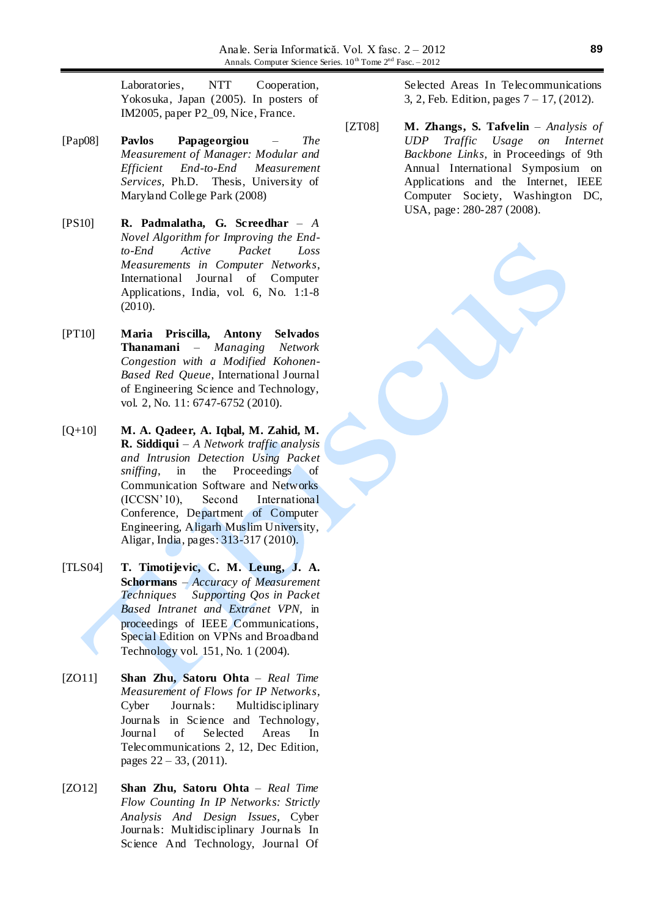Laboratories, NTT Cooperation, Yokosuka, Japan (2005). In posters of IM2005, paper P2_09, Nice, France.

[Pap08] **Pavlos Papageorgiou** – *The Measurement of Manager: Modular and Efficient End-to-End Measurement Services*, Ph.D. Thesis, University of Maryland College Park (2008)

[PS10] **R. Padmalatha, G. Screedhar** – *A Novel Algorithm for Improving the End-to-End Active Packet Loss Measurements in Computer Networks*, International Journal of Computer Applications, India, vol. 6, No. 1:1-8 (2010).

[PT10] **Maria Priscilla, Antony Selvados Thanamani** – *Managing Network Congestion with a Modified Kohonen-Based Red Queue*, International Journal of Engineering Science and Technology, vol. 2, No. 11: 6747-6752 (2010).

[Q+10] **M. A. Qadeer, A. Iqbal, M. Zahid, M. R. Siddiqui** – *A Network traffic analysis and Intrusion Detection Using Packet sniffing*, in the Proceedings of Communication Software and Networks (ICCSN'10), Second International Conference, Department of Computer Engineering, Aligarh Muslim University, Aligar, India, pages: 313-317 (2010).

[TLS04] **T. Timotijevic, C. M. Leung, J. A. Schormans** – *Accuracy of Measurement Techniques Supporting Qos in Packet Based Intranet and Extranet VPN*, in proceedings of IEEE Communications, Special Edition on VPNs and Broadband Technology vol. 151, No. 1 (2004).

[ZO11] **Shan Zhu, Satoru Ohta** – *Real Time Measurement of Flows for IP Networks*, Cyber Journals: Multidisciplinary Journals in Science and Technology, Journal of Selected Areas In Telecommunications 2, 12, Dec Edition, pages 22 – 33, (2011).

[ZO12] **Shan Zhu, Satoru Ohta** – *Real Time Flow Counting In IP Networks: Strictly Analysis And Design Issues*, Cyber Journals: Multidisciplinary Journals In Science And Technology, Journal Of Selected Areas In Telecommunications 3, 2, Feb. Edition, pages 7 – 17, (2012).

[ZT08] **M. Zhangs, S. Tafvelin** – *Analysis of UDP Traffic Usage on Internet Backbone Links*, in Proceedings of 9th Annual International Symposium on Applications and the Internet, IEEE Computer Society, Washington DC, USA, page: 280-287 (2008).